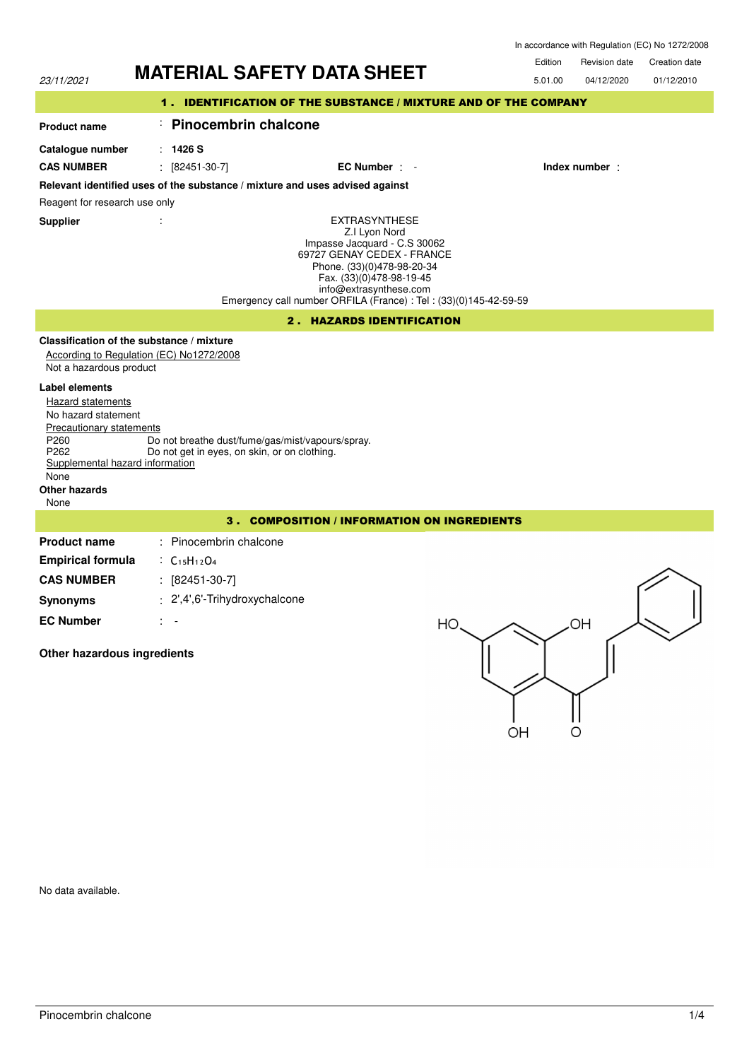23/11/2021

In accordance with Regulation (EC) No 1272/2008

# MATERIAL SAFETY DATA SHEET

| Edition | Revision date | Creation date |
|---|---|---|
| 5.01.00 | 04/12/2020 | 01/12/2010 |

## 1 . IDENTIFICATION OF THE SUBSTANCE / MIXTURE AND OF THE COMPANY

**Product name** : **Pinocembrin chalcone**

**Catalogue number** : **1426 S**

**CAS NUMBER** : [82451-30-7] **EC Number** : - **Index number** :

**Relevant identified uses of the substance / mixture and uses advised against**

Reagent for research use only

**Supplier** :

EXTRASYNTHESE
Z.I Lyon Nord
Impasse Jacquard - C.S 30062
69727 GENAY CEDEX - FRANCE
Phone. (33)(0)478-98-20-34
Fax. (33)(0)478-98-19-45
info@extrasynthese.com
Emergency call number ORFILA (France) : Tel : (33)(0)145-42-59-59

## 2 . HAZARDS IDENTIFICATION

**Classification of the substance / mixture**

According to Regulation (EC) No1272/2008

Not a hazardous product

**Label elements**

Hazard statements

No hazard statement

Precautionary statements

P260 Do not breathe dust/fume/gas/mist/vapours/spray.
P262 Do not get in eyes, on skin, or on clothing.

Supplemental hazard information

None

**Other hazards**

None

## 3 . COMPOSITION / INFORMATION ON INGREDIENTS

**Product name** : Pinocembrin chalcone

**Empirical formula** : $C_{15}H_{12}O_4$

**CAS NUMBER** : [82451-30-7]

**Synonyms** : 2',4',6'-Trihydroxychalcone

**EC Number** : -

**Other hazardous ingredients**

No data available.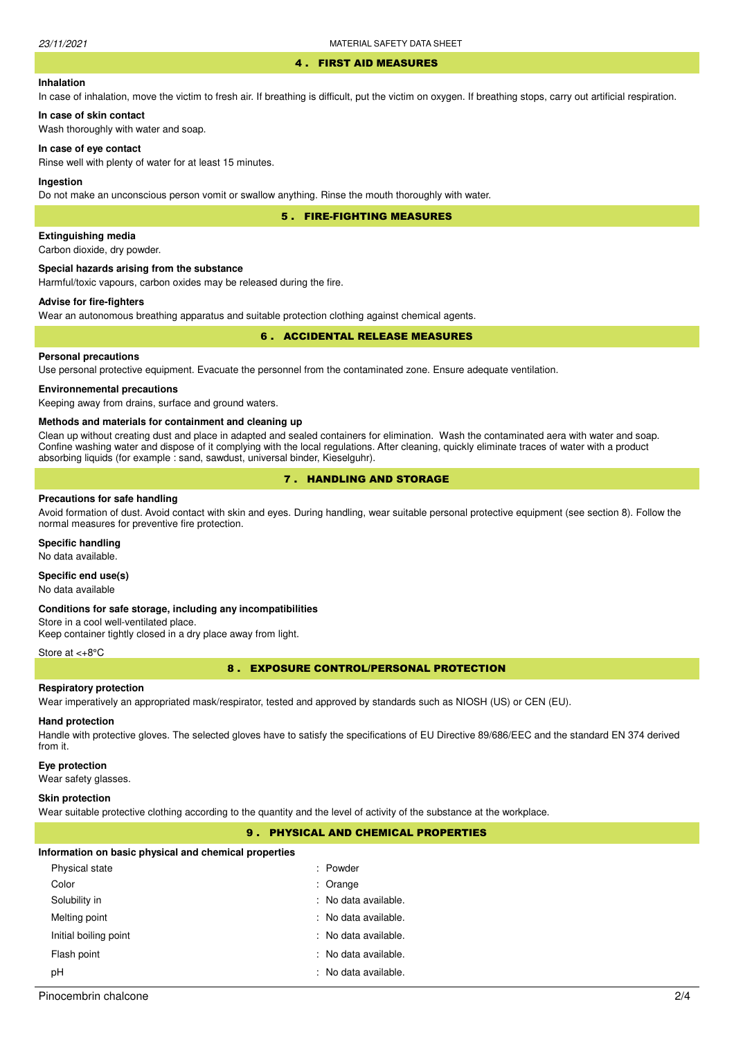## 4 . FIRST AID MEASURES

**Inhalation**

In case of inhalation, move the victim to fresh air. If breathing is difficult, put the victim on oxygen. If breathing stops, carry out artificial respiration.

**In case of skin contact**

Wash thoroughly with water and soap.

**In case of eye contact**

Rinse well with plenty of water for at least 15 minutes.

**Ingestion**

Do not make an unconscious person vomit or swallow anything. Rinse the mouth thoroughly with water.

## 5 . FIRE-FIGHTING MEASURES

**Extinguishing media**

Carbon dioxide, dry powder.

**Special hazards arising from the substance**

Harmful/toxic vapours, carbon oxides may be released during the fire.

**Advise for fire-fighters**

Wear an autonomous breathing apparatus and suitable protection clothing against chemical agents.

## 6 . ACCIDENTAL RELEASE MEASURES

**Personal precautions**

Use personal protective equipment. Evacuate the personnel from the contaminated zone. Ensure adequate ventilation.

**Environnemental precautions**

Keeping away from drains, surface and ground waters.

**Methods and materials for containment and cleaning up**

Clean up without creating dust and place in adapted and sealed containers for elimination. Wash the contaminated aera with water and soap. Confine washing water and dispose of it complying with the local regulations. After cleaning, quickly eliminate traces of water with a product absorbing liquids (for example : sand, sawdust, universal binder, Kieselguhr).

## 7 . HANDLING AND STORAGE

**Precautions for safe handling**

Avoid formation of dust. Avoid contact with skin and eyes. During handling, wear suitable personal protective equipment (see section 8). Follow the normal measures for preventive fire protection.

**Specific handling**

No data available.

**Specific end use(s)**

No data available

**Conditions for safe storage, including any incompatibilities**

Store in a cool well-ventilated place.
Keep container tightly closed in a dry place away from light.

Store at <+8°C

## 8 . EXPOSURE CONTROL/PERSONAL PROTECTION

**Respiratory protection**

Wear imperatively an appropriated mask/respirator, tested and approved by standards such as NIOSH (US) or CEN (EU).

**Hand protection**

Handle with protective gloves. The selected gloves have to satisfy the specifications of EU Directive 89/686/EEC and the standard EN 374 derived from it.

**Eye protection**

Wear safety glasses.

**Skin protection**

Wear suitable protective clothing according to the quantity and the level of activity of the substance at the workplace.

## 9 . PHYSICAL AND CHEMICAL PROPERTIES

**Information on basic physical and chemical properties**

| | |
|---|---|
| Physical state | : Powder |
| Color | : Orange |
| Solubility in | : No data available. |
| Melting point | : No data available. |
| Initial boiling point | : No data available. |
| Flash point | : No data available. |
| pH | : No data available. |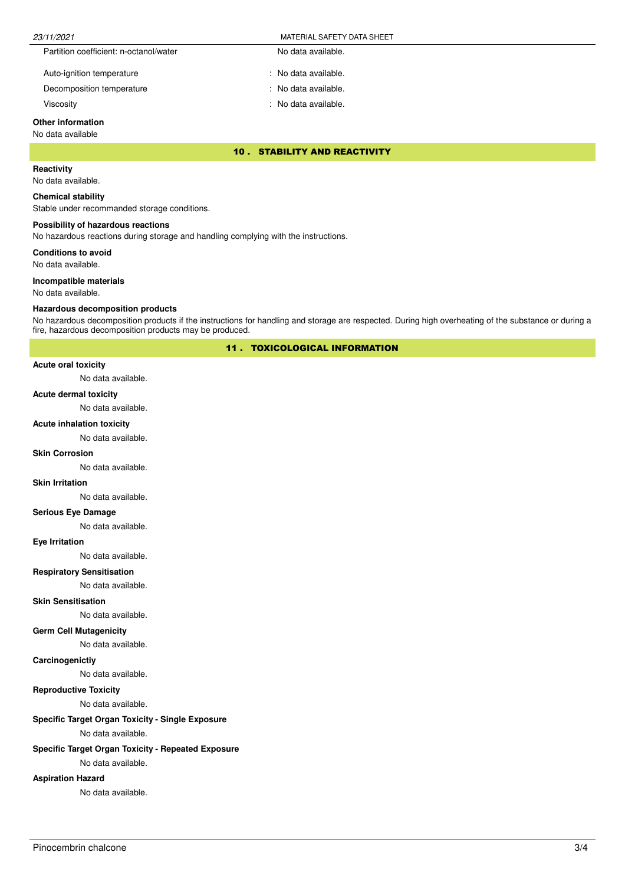| | |
|---|---|
| Partition coefficient: n-octanol/water | No data available. |
| Auto-ignition temperature | : No data available. |
| Decomposition temperature | : No data available. |
| Viscosity | : No data available. |

**Other information**

No data available

## 10 . STABILITY AND REACTIVITY

**Reactivity**

No data available.

**Chemical stability**

Stable under recommanded storage conditions.

**Possibility of hazardous reactions**

No hazardous reactions during storage and handling complying with the instructions.

**Conditions to avoid**

No data available.

**Incompatible materials**

No data available.

**Hazardous decomposition products**

No hazardous decomposition products if the instructions for handling and storage are respected. During high overheating of the substance or during a fire, hazardous decomposition products may be produced.

## 11 . TOXICOLOGICAL INFORMATION

**Acute oral toxicity**

No data available.

**Acute dermal toxicity**

No data available.

**Acute inhalation toxicity**

No data available.

**Skin Corrosion**

No data available.

**Skin Irritation**

No data available.

**Serious Eye Damage**

No data available.

**Eye Irritation**

No data available.

**Respiratory Sensitisation**

No data available.

**Skin Sensitisation**

No data available.

**Germ Cell Mutagenicity**

No data available.

**Carcinogenictiy**

No data available.

**Reproductive Toxicity**

No data available.

**Specific Target Organ Toxicity - Single Exposure**

No data available.

**Specific Target Organ Toxicity - Repeated Exposure**

No data available.

**Aspiration Hazard**

No data available.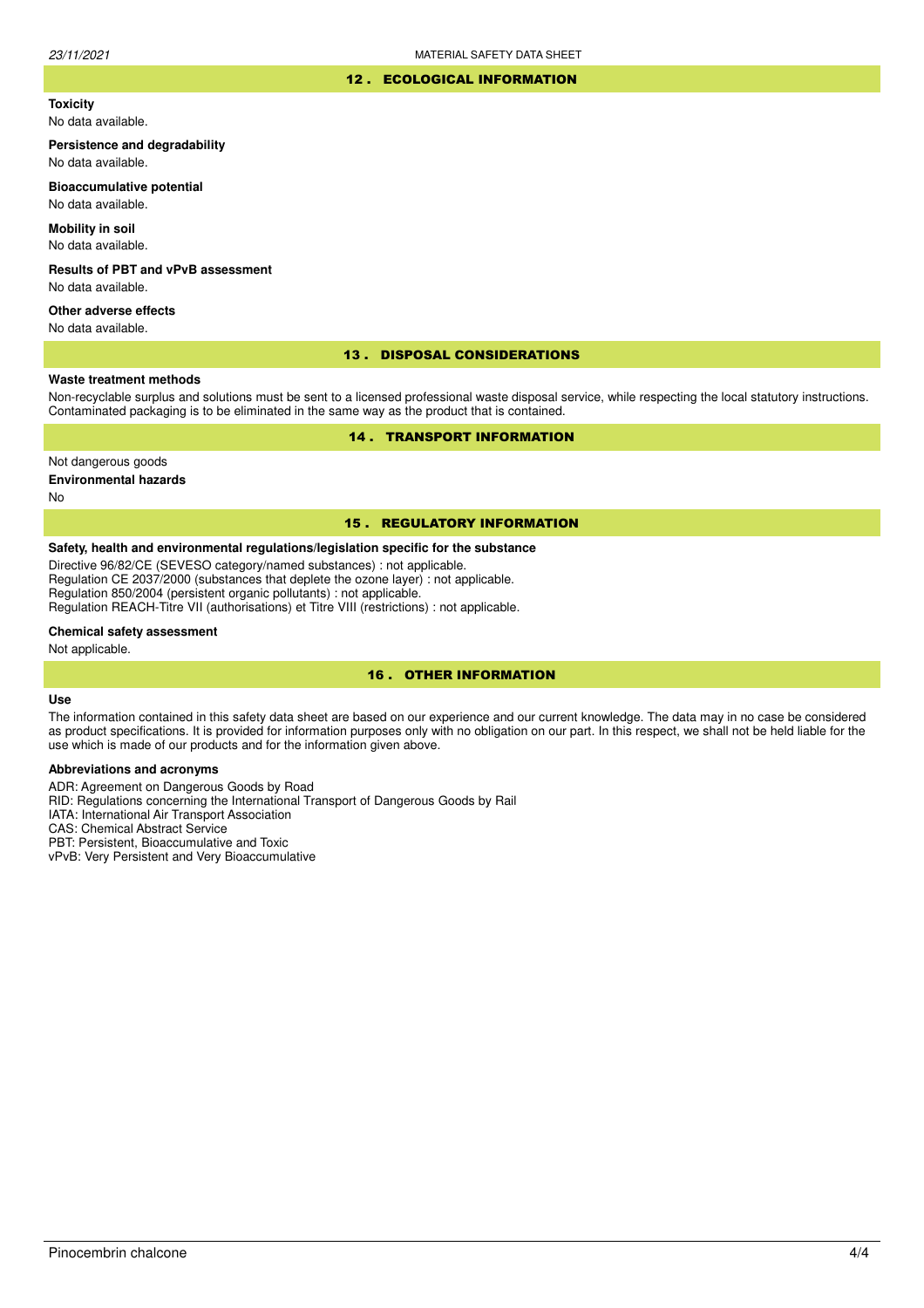## 12 . ECOLOGICAL INFORMATION

**Toxicity**
No data available.

**Persistence and degradability**
No data available.

**Bioaccumulative potential**
No data available.

**Mobility in soil**
No data available.

**Results of PBT and vPvB assessment**
No data available.

**Other adverse effects**
No data available.

## 13 . DISPOSAL CONSIDERATIONS

**Waste treatment methods**

Non-recyclable surplus and solutions must be sent to a licensed professional waste disposal service, while respecting the local statutory instructions. Contaminated packaging is to be eliminated in the same way as the product that is contained.

## 14 . TRANSPORT INFORMATION

Not dangerous goods

**Environmental hazards**

No

## 15 . REGULATORY INFORMATION

**Safety, health and environmental regulations/legislation specific for the substance**

Directive 96/82/CE (SEVESO category/named substances) : not applicable.
Regulation CE 2037/2000 (substances that deplete the ozone layer) : not applicable.
Regulation 850/2004 (persistent organic pollutants) : not applicable.
Regulation REACH-Titre VII (authorisations) et Titre VIII (restrictions) : not applicable.

**Chemical safety assessment**

Not applicable.

## 16 . OTHER INFORMATION

**Use**

The information contained in this safety data sheet are based on our experience and our current knowledge. The data may in no case be considered as product specifications. It is provided for information purposes only with no obligation on our part. In this respect, we shall not be held liable for the use which is made of our products and for the information given above.

**Abbreviations and acronyms**

ADR: Agreement on Dangerous Goods by Road
RID: Regulations concerning the International Transport of Dangerous Goods by Rail
IATA: International Air Transport Association
CAS: Chemical Abstract Service
PBT: Persistent, Bioaccumulative and Toxic
vPvB: Very Persistent and Very Bioaccumulative